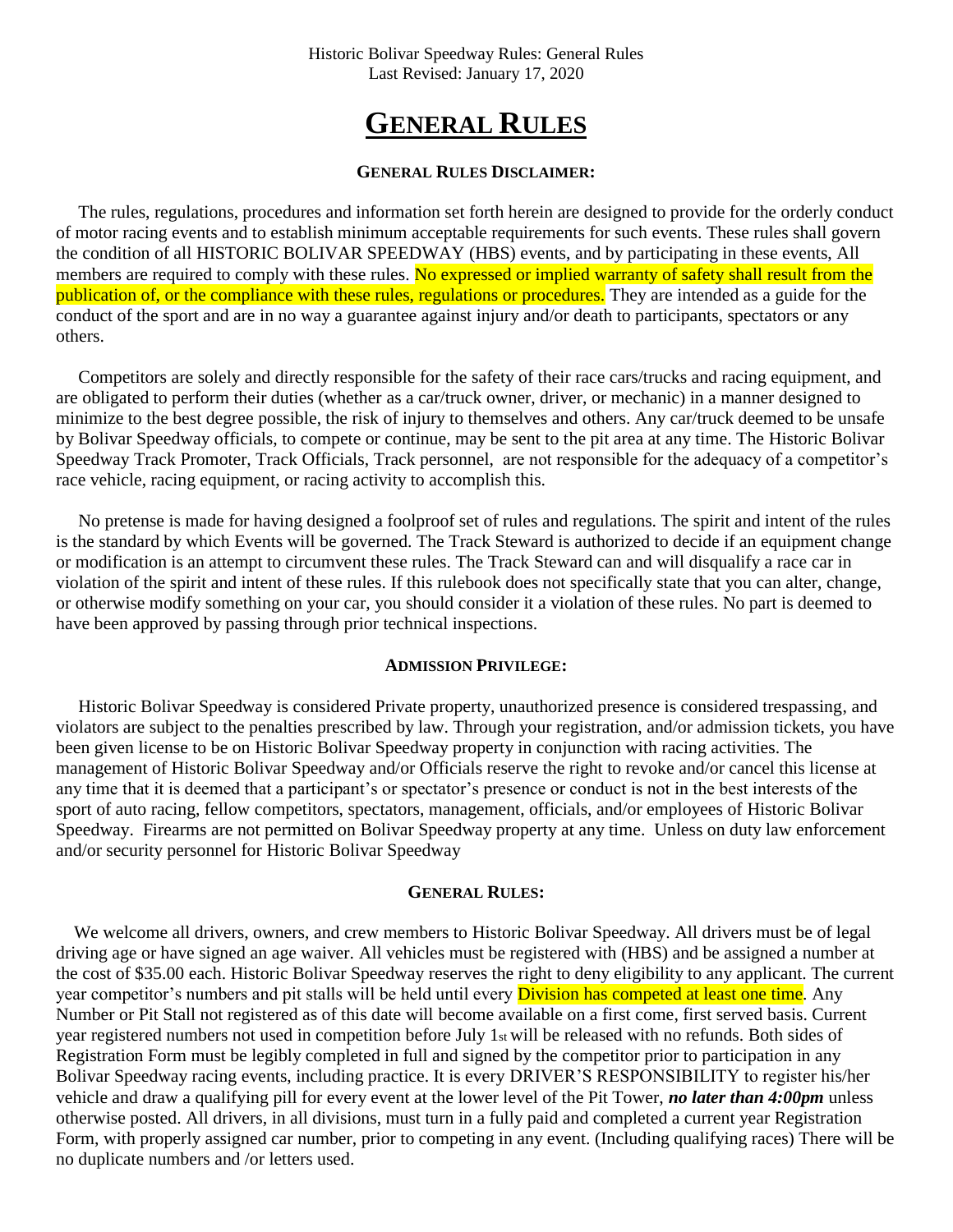Historic Bolivar Speedway Rules: General Rules
Last Revised: January 17, 2020

# GENERAL RULES

### GENERAL RULES DISCLAIMER:

The rules, regulations, procedures and information set forth herein are designed to provide for the orderly conduct of motor racing events and to establish minimum acceptable requirements for such events. These rules shall govern the condition of all HISTORIC BOLIVAR SPEEDWAY (HBS) events, and by participating in these events, All members are required to comply with these rules. No expressed or implied warranty of safety shall result from the publication of, or the compliance with these rules, regulations or procedures. They are intended as a guide for the conduct of the sport and are in no way a guarantee against injury and/or death to participants, spectators or any others.

Competitors are solely and directly responsible for the safety of their race cars/trucks and racing equipment, and are obligated to perform their duties (whether as a car/truck owner, driver, or mechanic) in a manner designed to minimize to the best degree possible, the risk of injury to themselves and others. Any car/truck deemed to be unsafe by Bolivar Speedway officials, to compete or continue, may be sent to the pit area at any time. The Historic Bolivar Speedway Track Promoter, Track Officials, Track personnel, are not responsible for the adequacy of a competitor's race vehicle, racing equipment, or racing activity to accomplish this.

No pretense is made for having designed a foolproof set of rules and regulations. The spirit and intent of the rules is the standard by which Events will be governed. The Track Steward is authorized to decide if an equipment change or modification is an attempt to circumvent these rules. The Track Steward can and will disqualify a race car in violation of the spirit and intent of these rules. If this rulebook does not specifically state that you can alter, change, or otherwise modify something on your car, you should consider it a violation of these rules. No part is deemed to have been approved by passing through prior technical inspections.

### ADMISSION PRIVILEGE:

Historic Bolivar Speedway is considered Private property, unauthorized presence is considered trespassing, and violators are subject to the penalties prescribed by law. Through your registration, and/or admission tickets, you have been given license to be on Historic Bolivar Speedway property in conjunction with racing activities. The management of Historic Bolivar Speedway and/or Officials reserve the right to revoke and/or cancel this license at any time that it is deemed that a participant's or spectator's presence or conduct is not in the best interests of the sport of auto racing, fellow competitors, spectators, management, officials, and/or employees of Historic Bolivar Speedway. Firearms are not permitted on Bolivar Speedway property at any time. Unless on duty law enforcement and/or security personnel for Historic Bolivar Speedway

### GENERAL RULES:

We welcome all drivers, owners, and crew members to Historic Bolivar Speedway. All drivers must be of legal driving age or have signed an age waiver. All vehicles must be registered with (HBS) and be assigned a number at the cost of $35.00 each. Historic Bolivar Speedway reserves the right to deny eligibility to any applicant. The current year competitor's numbers and pit stalls will be held until every Division has competed at least one time. Any Number or Pit Stall not registered as of this date will become available on a first come, first served basis. Current year registered numbers not used in competition before July 1st will be released with no refunds. Both sides of Registration Form must be legibly completed in full and signed by the competitor prior to participation in any Bolivar Speedway racing events, including practice. It is every DRIVER'S RESPONSIBILITY to register his/her vehicle and draw a qualifying pill for every event at the lower level of the Pit Tower, ***no later than 4:00pm*** unless otherwise posted. All drivers, in all divisions, must turn in a fully paid and completed a current year Registration Form, with properly assigned car number, prior to competing in any event. (Including qualifying races) There will be no duplicate numbers and /or letters used.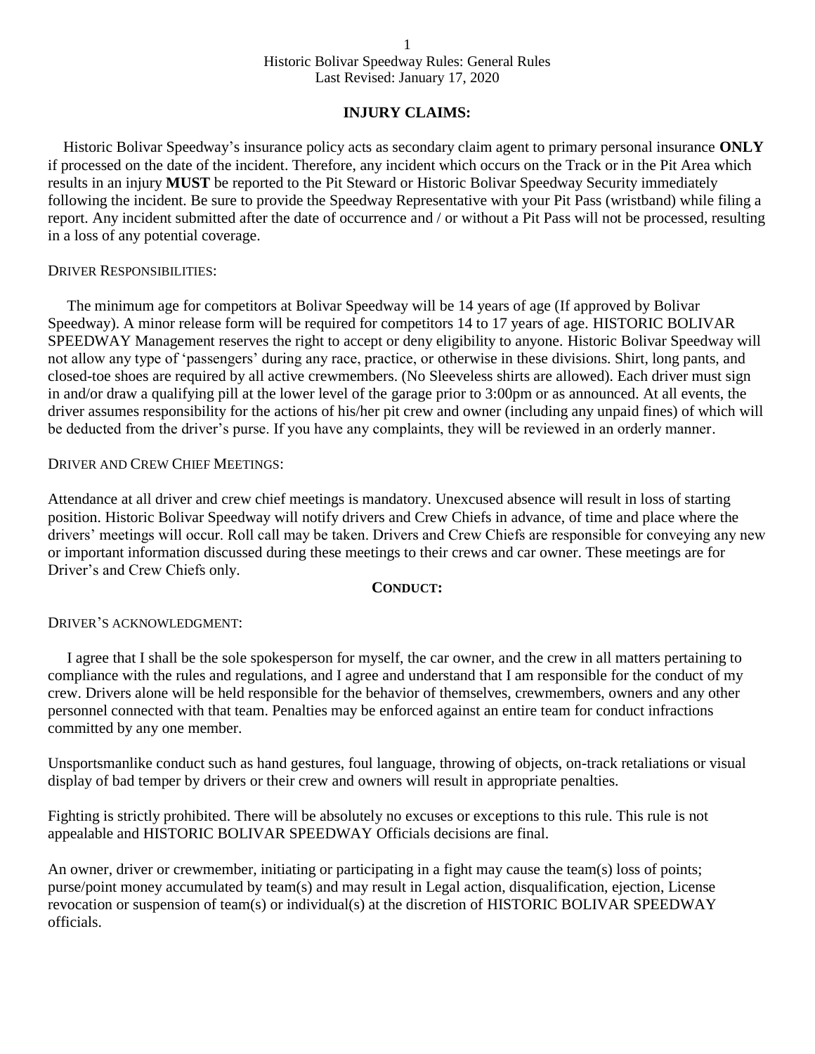Historic Bolivar Speedway Rules: General Rules
Last Revised: January 17, 2020

## INJURY CLAIMS:

Historic Bolivar Speedway's insurance policy acts as secondary claim agent to primary personal insurance **ONLY** if processed on the date of the incident. Therefore, any incident which occurs on the Track or in the Pit Area which results in an injury **MUST** be reported to the Pit Steward or Historic Bolivar Speedway Security immediately following the incident. Be sure to provide the Speedway Representative with your Pit Pass (wristband) while filing a report. Any incident submitted after the date of occurrence and / or without a Pit Pass will not be processed, resulting in a loss of any potential coverage.

### DRIVER RESPONSIBILITIES:

The minimum age for competitors at Bolivar Speedway will be 14 years of age (If approved by Bolivar Speedway). A minor release form will be required for competitors 14 to 17 years of age. HISTORIC BOLIVAR SPEEDWAY Management reserves the right to accept or deny eligibility to anyone. Historic Bolivar Speedway will not allow any type of 'passengers' during any race, practice, or otherwise in these divisions. Shirt, long pants, and closed-toe shoes are required by all active crewmembers. (No Sleeveless shirts are allowed). Each driver must sign in and/or draw a qualifying pill at the lower level of the garage prior to 3:00pm or as announced. At all events, the driver assumes responsibility for the actions of his/her pit crew and owner (including any unpaid fines) of which will be deducted from the driver's purse. If you have any complaints, they will be reviewed in an orderly manner.

### DRIVER AND CREW CHIEF MEETINGS:

Attendance at all driver and crew chief meetings is mandatory. Unexcused absence will result in loss of starting position. Historic Bolivar Speedway will notify drivers and Crew Chiefs in advance, of time and place where the drivers' meetings will occur. Roll call may be taken. Drivers and Crew Chiefs are responsible for conveying any new or important information discussed during these meetings to their crews and car owner. These meetings are for Driver's and Crew Chiefs only.

## CONDUCT:

### DRIVER'S ACKNOWLEDGMENT:

I agree that I shall be the sole spokesperson for myself, the car owner, and the crew in all matters pertaining to compliance with the rules and regulations, and I agree and understand that I am responsible for the conduct of my crew. Drivers alone will be held responsible for the behavior of themselves, crewmembers, owners and any other personnel connected with that team. Penalties may be enforced against an entire team for conduct infractions committed by any one member.

Unsportsmanlike conduct such as hand gestures, foul language, throwing of objects, on-track retaliations or visual display of bad temper by drivers or their crew and owners will result in appropriate penalties.

Fighting is strictly prohibited. There will be absolutely no excuses or exceptions to this rule. This rule is not appealable and HISTORIC BOLIVAR SPEEDWAY Officials decisions are final.

An owner, driver or crewmember, initiating or participating in a fight may cause the team(s) loss of points; purse/point money accumulated by team(s) and may result in Legal action, disqualification, ejection, License revocation or suspension of team(s) or individual(s) at the discretion of HISTORIC BOLIVAR SPEEDWAY officials.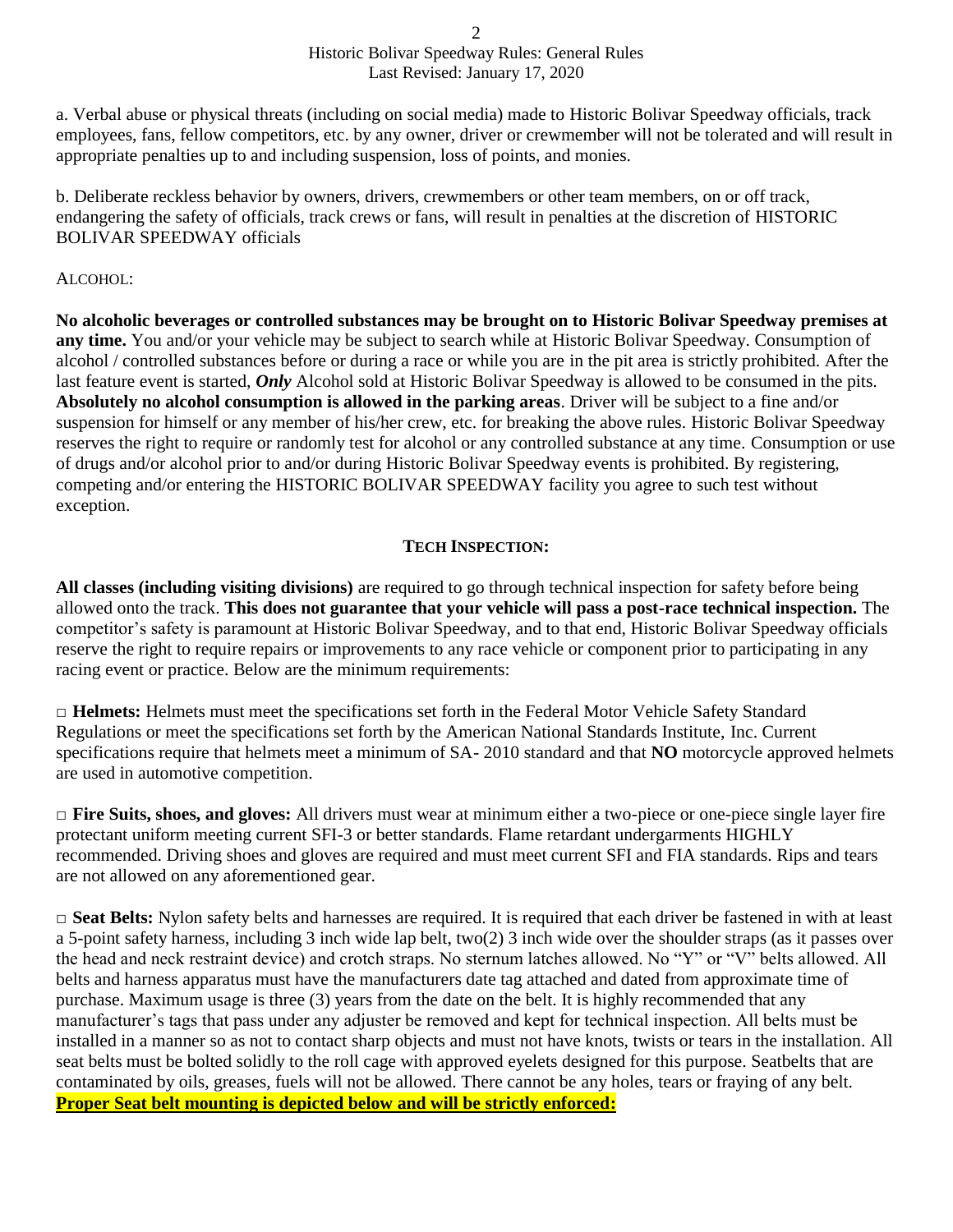a. Verbal abuse or physical threats (including on social media) made to Historic Bolivar Speedway officials, track employees, fans, fellow competitors, etc. by any owner, driver or crewmember will not be tolerated and will result in appropriate penalties up to and including suspension, loss of points, and monies.

b. Deliberate reckless behavior by owners, drivers, crewmembers or other team members, on or off track, endangering the safety of officials, track crews or fans, will result in penalties at the discretion of HISTORIC BOLIVAR SPEEDWAY officials

ALCOHOL:

**No alcoholic beverages or controlled substances may be brought on to Historic Bolivar Speedway premises at any time.** You and/or your vehicle may be subject to search while at Historic Bolivar Speedway. Consumption of alcohol / controlled substances before or during a race or while you are in the pit area is strictly prohibited. After the last feature event is started, ***Only*** Alcohol sold at Historic Bolivar Speedway is allowed to be consumed in the pits. **Absolutely no alcohol consumption is allowed in the parking areas**. Driver will be subject to a fine and/or suspension for himself or any member of his/her crew, etc. for breaking the above rules. Historic Bolivar Speedway reserves the right to require or randomly test for alcohol or any controlled substance at any time. Consumption or use of drugs and/or alcohol prior to and/or during Historic Bolivar Speedway events is prohibited. By registering, competing and/or entering the HISTORIC BOLIVAR SPEEDWAY facility you agree to such test without exception.

## TECH INSPECTION:

**All classes (including visiting divisions)** are required to go through technical inspection for safety before being allowed onto the track. **This does not guarantee that your vehicle will pass a post-race technical inspection.** The competitor's safety is paramount at Historic Bolivar Speedway, and to that end, Historic Bolivar Speedway officials reserve the right to require repairs or improvements to any race vehicle or component prior to participating in any racing event or practice. Below are the minimum requirements:

□ **Helmets:** Helmets must meet the specifications set forth in the Federal Motor Vehicle Safety Standard Regulations or meet the specifications set forth by the American National Standards Institute, Inc. Current specifications require that helmets meet a minimum of SA- 2010 standard and that **NO** motorcycle approved helmets are used in automotive competition.

□ **Fire Suits, shoes, and gloves:** All drivers must wear at minimum either a two-piece or one-piece single layer fire protectant uniform meeting current SFI-3 or better standards. Flame retardant undergarments HIGHLY recommended. Driving shoes and gloves are required and must meet current SFI and FIA standards. Rips and tears are not allowed on any aforementioned gear.

□ **Seat Belts:** Nylon safety belts and harnesses are required. It is required that each driver be fastened in with at least a 5-point safety harness, including 3 inch wide lap belt, two(2) 3 inch wide over the shoulder straps (as it passes over the head and neck restraint device) and crotch straps. No sternum latches allowed. No "Y" or "V" belts allowed. All belts and harness apparatus must have the manufacturers date tag attached and dated from approximate time of purchase. Maximum usage is three (3) years from the date on the belt. It is highly recommended that any manufacturer's tags that pass under any adjuster be removed and kept for technical inspection. All belts must be installed in a manner so as not to contact sharp objects and must not have knots, twists or tears in the installation. All seat belts must be bolted solidly to the roll cage with approved eyelets designed for this purpose. Seatbelts that are contaminated by oils, greases, fuels will not be allowed. There cannot be any holes, tears or fraying of any belt.
**Proper Seat belt mounting is depicted below and will be strictly enforced:**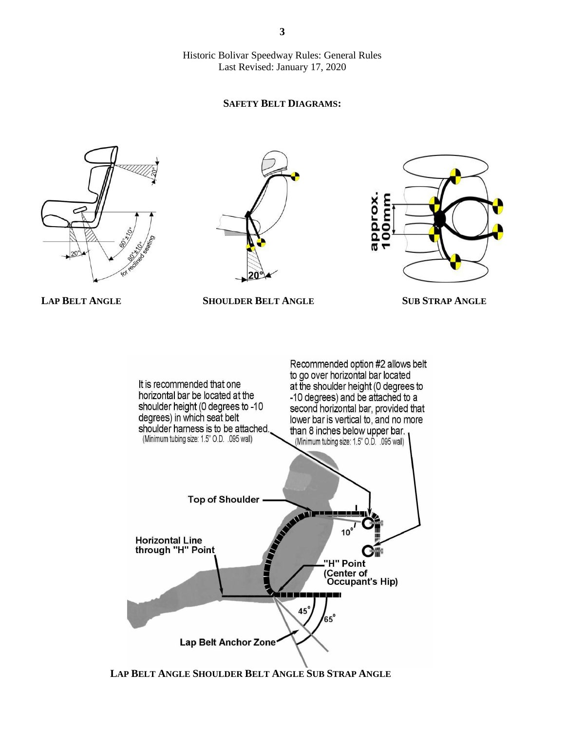### SAFETY BELT DIAGRAMS:

**LAP BELT ANGLE** **SHOULDER BELT ANGLE** **SUB STRAP ANGLE**

It is recommended that one horizontal bar be located at the shoulder height (0 degrees to -10 degrees) in which seat belt shoulder harness is to be attached. (Minimum tubing size: 1.5" O.D. .095 wall)

Recommended option #2 allows belt to go over horizontal bar located at the shoulder height (0 degrees to -10 degrees) and be attached to a second horizontal bar, provided that lower bar is vertical to, and no more than 8 inches below upper bar. (Minimum tubing size: 1.5" O.D. .095 wall)

**LAP BELT ANGLE SHOULDER BELT ANGLE SUB STRAP ANGLE**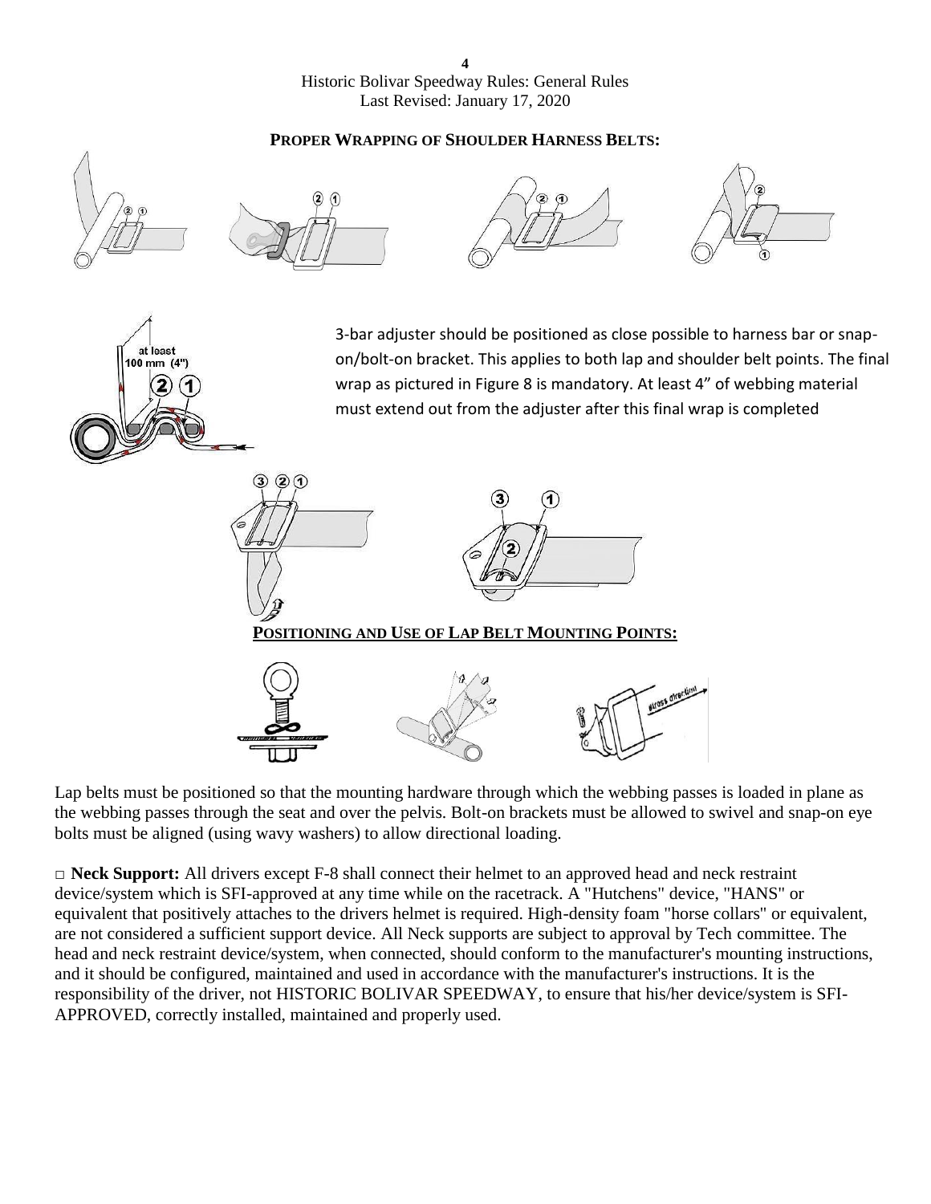**PROPER WRAPPING OF SHOULDER HARNESS BELTS:**

3-bar adjuster should be positioned as close possible to harness bar or snap-on/bolt-on bracket. This applies to both lap and shoulder belt points. The final wrap as pictured in Figure 8 is mandatory. At least 4" of webbing material must extend out from the adjuster after this final wrap is completed

**POSITIONING AND USE OF LAP BELT MOUNTING POINTS:**

Lap belts must be positioned so that the mounting hardware through which the webbing passes is loaded in plane as the webbing passes through the seat and over the pelvis. Bolt-on brackets must be allowed to swivel and snap-on eye bolts must be aligned (using wavy washers) to allow directional loading.

□ **Neck Support:** All drivers except F-8 shall connect their helmet to an approved head and neck restraint device/system which is SFI-approved at any time while on the racetrack. A "Hutchens" device, "HANS" or equivalent that positively attaches to the drivers helmet is required. High-density foam "horse collars" or equivalent, are not considered a sufficient support device. All Neck supports are subject to approval by Tech committee. The head and neck restraint device/system, when connected, should conform to the manufacturer's mounting instructions, and it should be configured, maintained and used in accordance with the manufacturer's instructions. It is the responsibility of the driver, not HISTORIC BOLIVAR SPEEDWAY, to ensure that his/her device/system is SFI-APPROVED, correctly installed, maintained and properly used.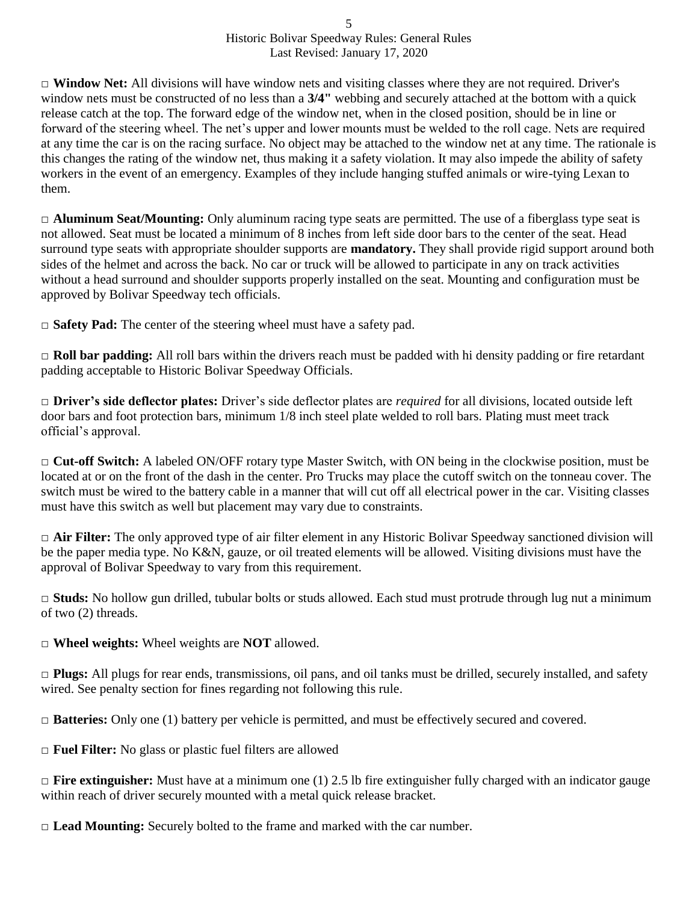□ **Window Net:** All divisions will have window nets and visiting classes where they are not required. Driver's window nets must be constructed of no less than a **3/4"** webbing and securely attached at the bottom with a quick release catch at the top. The forward edge of the window net, when in the closed position, should be in line or forward of the steering wheel. The net's upper and lower mounts must be welded to the roll cage. Nets are required at any time the car is on the racing surface. No object may be attached to the window net at any time. The rationale is this changes the rating of the window net, thus making it a safety violation. It may also impede the ability of safety workers in the event of an emergency. Examples of they include hanging stuffed animals or wire-tying Lexan to them.

□ **Aluminum Seat/Mounting:** Only aluminum racing type seats are permitted. The use of a fiberglass type seat is not allowed. Seat must be located a minimum of 8 inches from left side door bars to the center of the seat. Head surround type seats with appropriate shoulder supports are **mandatory.** They shall provide rigid support around both sides of the helmet and across the back. No car or truck will be allowed to participate in any on track activities without a head surround and shoulder supports properly installed on the seat. Mounting and configuration must be approved by Bolivar Speedway tech officials.

□ **Safety Pad:** The center of the steering wheel must have a safety pad.

□ **Roll bar padding:** All roll bars within the drivers reach must be padded with hi density padding or fire retardant padding acceptable to Historic Bolivar Speedway Officials.

□ **Driver's side deflector plates:** Driver's side deflector plates are *required* for all divisions, located outside left door bars and foot protection bars, minimum 1/8 inch steel plate welded to roll bars. Plating must meet track official's approval.

□ **Cut-off Switch:** A labeled ON/OFF rotary type Master Switch, with ON being in the clockwise position, must be located at or on the front of the dash in the center. Pro Trucks may place the cutoff switch on the tonneau cover. The switch must be wired to the battery cable in a manner that will cut off all electrical power in the car. Visiting classes must have this switch as well but placement may vary due to constraints.

□ **Air Filter:** The only approved type of air filter element in any Historic Bolivar Speedway sanctioned division will be the paper media type. No K&N, gauze, or oil treated elements will be allowed. Visiting divisions must have the approval of Bolivar Speedway to vary from this requirement.

□ **Studs:** No hollow gun drilled, tubular bolts or studs allowed. Each stud must protrude through lug nut a minimum of two (2) threads.

□ **Wheel weights:** Wheel weights are **NOT** allowed.

□ **Plugs:** All plugs for rear ends, transmissions, oil pans, and oil tanks must be drilled, securely installed, and safety wired. See penalty section for fines regarding not following this rule.

□ **Batteries:** Only one (1) battery per vehicle is permitted, and must be effectively secured and covered.

□ **Fuel Filter:** No glass or plastic fuel filters are allowed

□ **Fire extinguisher:** Must have at a minimum one (1) 2.5 lb fire extinguisher fully charged with an indicator gauge within reach of driver securely mounted with a metal quick release bracket.

□ **Lead Mounting:** Securely bolted to the frame and marked with the car number.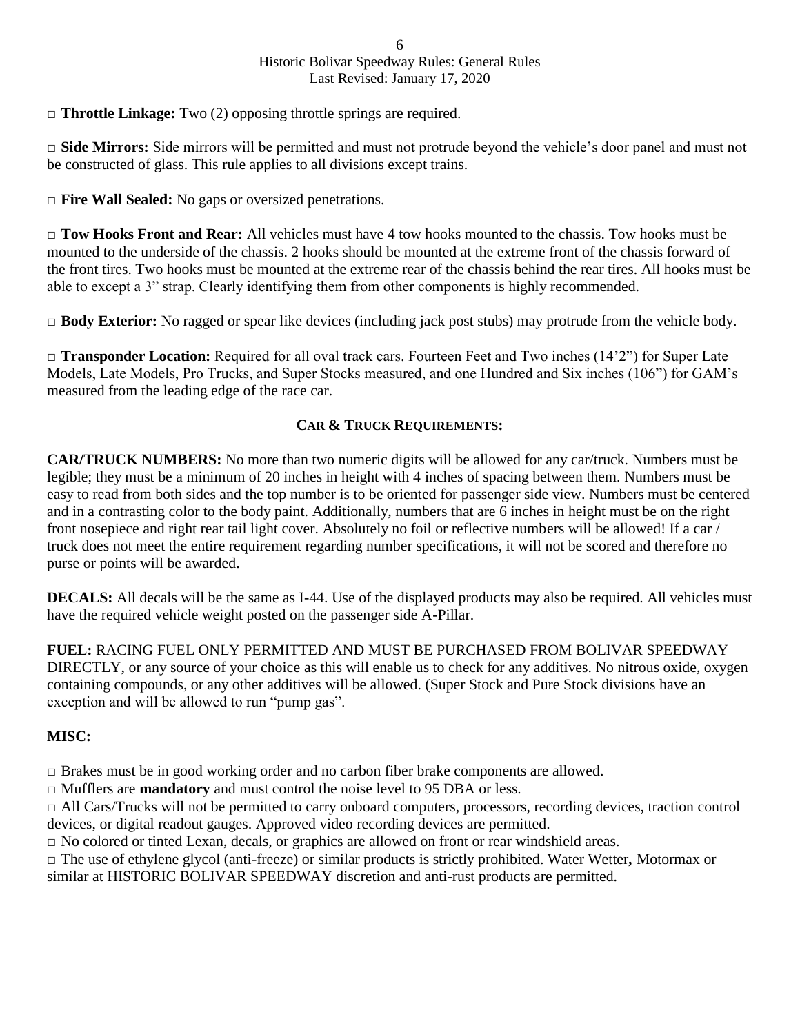□ **Throttle Linkage:** Two (2) opposing throttle springs are required.

□ **Side Mirrors:** Side mirrors will be permitted and must not protrude beyond the vehicle's door panel and must not be constructed of glass. This rule applies to all divisions except trains.

□ **Fire Wall Sealed:** No gaps or oversized penetrations.

□ **Tow Hooks Front and Rear:** All vehicles must have 4 tow hooks mounted to the chassis. Tow hooks must be mounted to the underside of the chassis. 2 hooks should be mounted at the extreme front of the chassis forward of the front tires. Two hooks must be mounted at the extreme rear of the chassis behind the rear tires. All hooks must be able to except a 3" strap. Clearly identifying them from other components is highly recommended.

□ **Body Exterior:** No ragged or spear like devices (including jack post stubs) may protrude from the vehicle body.

□ **Transponder Location:** Required for all oval track cars. Fourteen Feet and Two inches (14'2") for Super Late Models, Late Models, Pro Trucks, and Super Stocks measured, and one Hundred and Six inches (106") for GAM's measured from the leading edge of the race car.

## CAR & TRUCK REQUIREMENTS:

**CAR/TRUCK NUMBERS:** No more than two numeric digits will be allowed for any car/truck. Numbers must be legible; they must be a minimum of 20 inches in height with 4 inches of spacing between them. Numbers must be easy to read from both sides and the top number is to be oriented for passenger side view. Numbers must be centered and in a contrasting color to the body paint. Additionally, numbers that are 6 inches in height must be on the right front nosepiece and right rear tail light cover. Absolutely no foil or reflective numbers will be allowed! If a car / truck does not meet the entire requirement regarding number specifications, it will not be scored and therefore no purse or points will be awarded.

**DECALS:** All decals will be the same as I-44. Use of the displayed products may also be required. All vehicles must have the required vehicle weight posted on the passenger side A-Pillar.

**FUEL:** RACING FUEL ONLY PERMITTED AND MUST BE PURCHASED FROM BOLIVAR SPEEDWAY DIRECTLY, or any source of your choice as this will enable us to check for any additives. No nitrous oxide, oxygen containing compounds, or any other additives will be allowed. (Super Stock and Pure Stock divisions have an exception and will be allowed to run "pump gas".

**MISC:**

□ Brakes must be in good working order and no carbon fiber brake components are allowed.
□ Mufflers are **mandatory** and must control the noise level to 95 DBA or less.
□ All Cars/Trucks will not be permitted to carry onboard computers, processors, recording devices, traction control devices, or digital readout gauges. Approved video recording devices are permitted.
□ No colored or tinted Lexan, decals, or graphics are allowed on front or rear windshield areas.
□ The use of ethylene glycol (anti-freeze) or similar products is strictly prohibited. Water Wetter**,** Motormax or similar at HISTORIC BOLIVAR SPEEDWAY discretion and anti-rust products are permitted.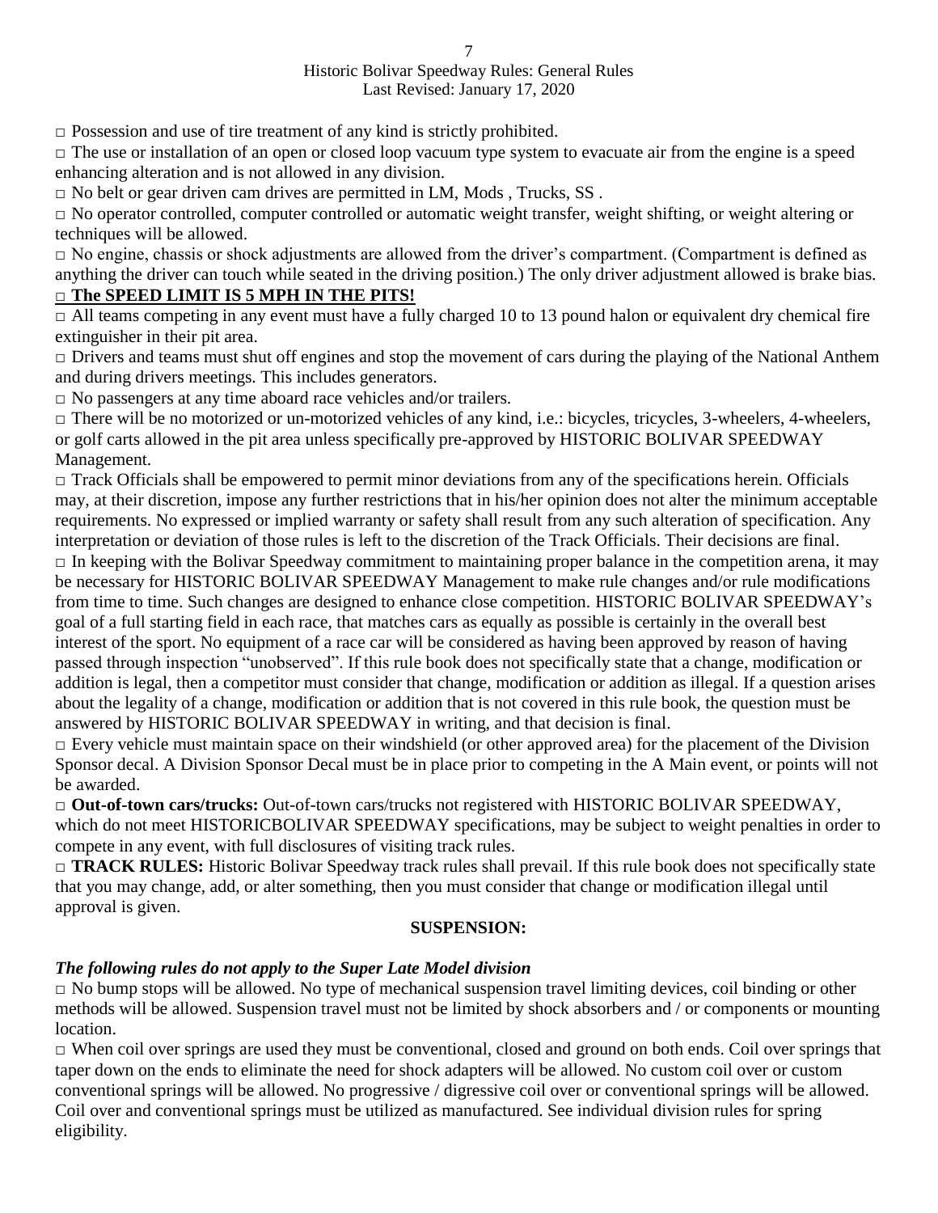□ Possession and use of tire treatment of any kind is strictly prohibited.

□ The use or installation of an open or closed loop vacuum type system to evacuate air from the engine is a speed enhancing alteration and is not allowed in any division.

□ No belt or gear driven cam drives are permitted in LM, Mods , Trucks, SS .

□ No operator controlled, computer controlled or automatic weight transfer, weight shifting, or weight altering or techniques will be allowed.

□ No engine, chassis or shock adjustments are allowed from the driver's compartment. (Compartment is defined as anything the driver can touch while seated in the driving position.) The only driver adjustment allowed is brake bias.

□ **The SPEED LIMIT IS 5 MPH IN THE PITS!**

□ All teams competing in any event must have a fully charged 10 to 13 pound halon or equivalent dry chemical fire extinguisher in their pit area.

□ Drivers and teams must shut off engines and stop the movement of cars during the playing of the National Anthem and during drivers meetings. This includes generators.

□ No passengers at any time aboard race vehicles and/or trailers.

□ There will be no motorized or un-motorized vehicles of any kind, i.e.: bicycles, tricycles, 3-wheelers, 4-wheelers, or golf carts allowed in the pit area unless specifically pre-approved by HISTORIC BOLIVAR SPEEDWAY Management.

□ Track Officials shall be empowered to permit minor deviations from any of the specifications herein. Officials may, at their discretion, impose any further restrictions that in his/her opinion does not alter the minimum acceptable requirements. No expressed or implied warranty or safety shall result from any such alteration of specification. Any interpretation or deviation of those rules is left to the discretion of the Track Officials. Their decisions are final.

□ In keeping with the Bolivar Speedway commitment to maintaining proper balance in the competition arena, it may be necessary for HISTORIC BOLIVAR SPEEDWAY Management to make rule changes and/or rule modifications from time to time. Such changes are designed to enhance close competition. HISTORIC BOLIVAR SPEEDWAY's goal of a full starting field in each race, that matches cars as equally as possible is certainly in the overall best interest of the sport. No equipment of a race car will be considered as having been approved by reason of having passed through inspection "unobserved". If this rule book does not specifically state that a change, modification or addition is legal, then a competitor must consider that change, modification or addition as illegal. If a question arises about the legality of a change, modification or addition that is not covered in this rule book, the question must be answered by HISTORIC BOLIVAR SPEEDWAY in writing, and that decision is final.

□ Every vehicle must maintain space on their windshield (or other approved area) for the placement of the Division Sponsor decal. A Division Sponsor Decal must be in place prior to competing in the A Main event, or points will not be awarded.

□ **Out-of-town cars/trucks:** Out-of-town cars/trucks not registered with HISTORIC BOLIVAR SPEEDWAY, which do not meet HISTORICBOLIVAR SPEEDWAY specifications, may be subject to weight penalties in order to compete in any event, with full disclosures of visiting track rules.

□ **TRACK RULES:** Historic Bolivar Speedway track rules shall prevail. If this rule book does not specifically state that you may change, add, or alter something, then you must consider that change or modification illegal until approval is given.

## SUSPENSION:

***The following rules do not apply to the Super Late Model division***

□ No bump stops will be allowed. No type of mechanical suspension travel limiting devices, coil binding or other methods will be allowed. Suspension travel must not be limited by shock absorbers and / or components or mounting location.

□ When coil over springs are used they must be conventional, closed and ground on both ends. Coil over springs that taper down on the ends to eliminate the need for shock adapters will be allowed. No custom coil over or custom conventional springs will be allowed. No progressive / digressive coil over or conventional springs will be allowed. Coil over and conventional springs must be utilized as manufactured. See individual division rules for spring eligibility.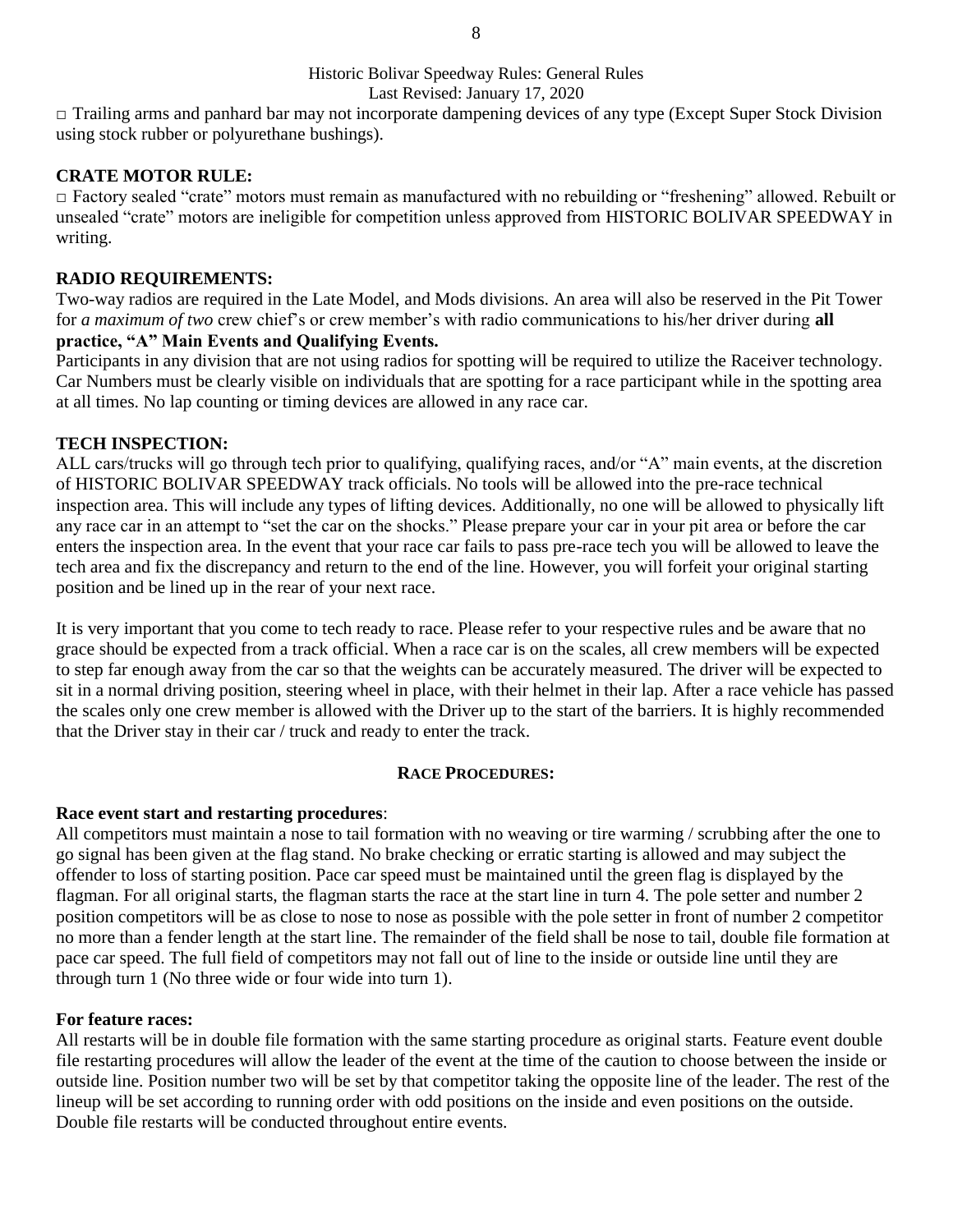□ Trailing arms and panhard bar may not incorporate dampening devices of any type (Except Super Stock Division using stock rubber or polyurethane bushings).

**CRATE MOTOR RULE:**

□ Factory sealed "crate" motors must remain as manufactured with no rebuilding or "freshening" allowed. Rebuilt or unsealed "crate" motors are ineligible for competition unless approved from HISTORIC BOLIVAR SPEEDWAY in writing.

**RADIO REQUIREMENTS:**

Two-way radios are required in the Late Model, and Mods divisions. An area will also be reserved in the Pit Tower for *a maximum of two* crew chief's or crew member's with radio communications to his/her driver during **all practice, "A" Main Events and Qualifying Events.**

Participants in any division that are not using radios for spotting will be required to utilize the Raceiver technology. Car Numbers must be clearly visible on individuals that are spotting for a race participant while in the spotting area at all times. No lap counting or timing devices are allowed in any race car.

**TECH INSPECTION:**

ALL cars/trucks will go through tech prior to qualifying, qualifying races, and/or "A" main events, at the discretion of HISTORIC BOLIVAR SPEEDWAY track officials. No tools will be allowed into the pre-race technical inspection area. This will include any types of lifting devices. Additionally, no one will be allowed to physically lift any race car in an attempt to "set the car on the shocks." Please prepare your car in your pit area or before the car enters the inspection area. In the event that your race car fails to pass pre-race tech you will be allowed to leave the tech area and fix the discrepancy and return to the end of the line. However, you will forfeit your original starting position and be lined up in the rear of your next race.

It is very important that you come to tech ready to race. Please refer to your respective rules and be aware that no grace should be expected from a track official. When a race car is on the scales, all crew members will be expected to step far enough away from the car so that the weights can be accurately measured. The driver will be expected to sit in a normal driving position, steering wheel in place, with their helmet in their lap. After a race vehicle has passed the scales only one crew member is allowed with the Driver up to the start of the barriers. It is highly recommended that the Driver stay in their car / truck and ready to enter the track.

## RACE PROCEDURES:

**Race event start and restarting procedures**:

All competitors must maintain a nose to tail formation with no weaving or tire warming / scrubbing after the one to go signal has been given at the flag stand. No brake checking or erratic starting is allowed and may subject the offender to loss of starting position. Pace car speed must be maintained until the green flag is displayed by the flagman. For all original starts, the flagman starts the race at the start line in turn 4. The pole setter and number 2 position competitors will be as close to nose to nose as possible with the pole setter in front of number 2 competitor no more than a fender length at the start line. The remainder of the field shall be nose to tail, double file formation at pace car speed. The full field of competitors may not fall out of line to the inside or outside line until they are through turn 1 (No three wide or four wide into turn 1).

**For feature races:**

All restarts will be in double file formation with the same starting procedure as original starts. Feature event double file restarting procedures will allow the leader of the event at the time of the caution to choose between the inside or outside line. Position number two will be set by that competitor taking the opposite line of the leader. The rest of the lineup will be set according to running order with odd positions on the inside and even positions on the outside. Double file restarts will be conducted throughout entire events.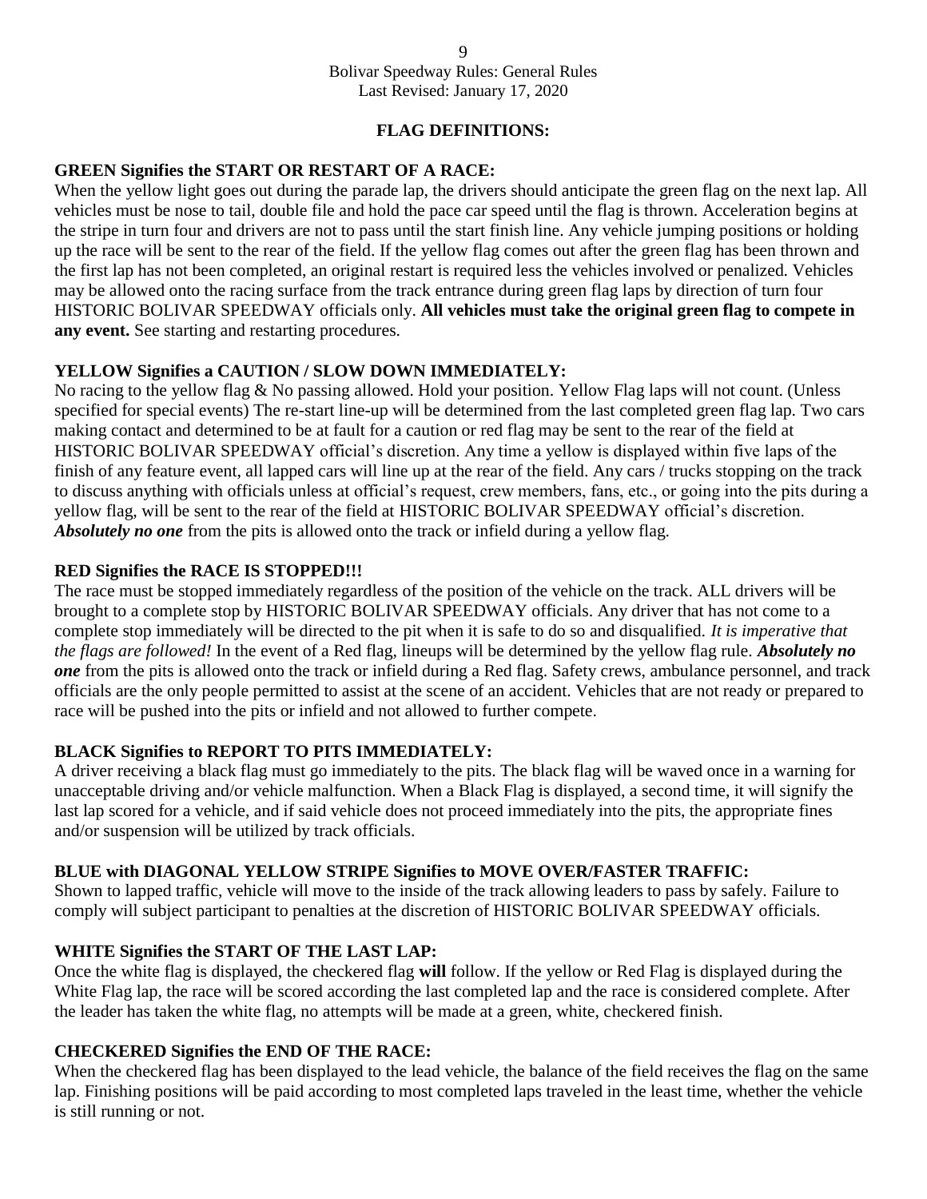## FLAG DEFINITIONS:

### GREEN Signifies the START OR RESTART OF A RACE:

When the yellow light goes out during the parade lap, the drivers should anticipate the green flag on the next lap. All vehicles must be nose to tail, double file and hold the pace car speed until the flag is thrown. Acceleration begins at the stripe in turn four and drivers are not to pass until the start finish line. Any vehicle jumping positions or holding up the race will be sent to the rear of the field. If the yellow flag comes out after the green flag has been thrown and the first lap has not been completed, an original restart is required less the vehicles involved or penalized. Vehicles may be allowed onto the racing surface from the track entrance during green flag laps by direction of turn four HISTORIC BOLIVAR SPEEDWAY officials only. **All vehicles must take the original green flag to compete in any event.** See starting and restarting procedures.

### YELLOW Signifies a CAUTION / SLOW DOWN IMMEDIATELY:

No racing to the yellow flag & No passing allowed. Hold your position. Yellow Flag laps will not count. (Unless specified for special events) The re-start line-up will be determined from the last completed green flag lap. Two cars making contact and determined to be at fault for a caution or red flag may be sent to the rear of the field at HISTORIC BOLIVAR SPEEDWAY official's discretion. Any time a yellow is displayed within five laps of the finish of any feature event, all lapped cars will line up at the rear of the field. Any cars / trucks stopping on the track to discuss anything with officials unless at official's request, crew members, fans, etc., or going into the pits during a yellow flag, will be sent to the rear of the field at HISTORIC BOLIVAR SPEEDWAY official's discretion. ***Absolutely no one*** from the pits is allowed onto the track or infield during a yellow flag.

### RED Signifies the RACE IS STOPPED!!!

The race must be stopped immediately regardless of the position of the vehicle on the track. ALL drivers will be brought to a complete stop by HISTORIC BOLIVAR SPEEDWAY officials. Any driver that has not come to a complete stop immediately will be directed to the pit when it is safe to do so and disqualified. *It is imperative that the flags are followed!* In the event of a Red flag, lineups will be determined by the yellow flag rule. ***Absolutely no one*** from the pits is allowed onto the track or infield during a Red flag. Safety crews, ambulance personnel, and track officials are the only people permitted to assist at the scene of an accident. Vehicles that are not ready or prepared to race will be pushed into the pits or infield and not allowed to further compete.

### BLACK Signifies to REPORT TO PITS IMMEDIATELY:

A driver receiving a black flag must go immediately to the pits. The black flag will be waved once in a warning for unacceptable driving and/or vehicle malfunction. When a Black Flag is displayed, a second time, it will signify the last lap scored for a vehicle, and if said vehicle does not proceed immediately into the pits, the appropriate fines and/or suspension will be utilized by track officials.

### BLUE with DIAGONAL YELLOW STRIPE Signifies to MOVE OVER/FASTER TRAFFIC:

Shown to lapped traffic, vehicle will move to the inside of the track allowing leaders to pass by safely. Failure to comply will subject participant to penalties at the discretion of HISTORIC BOLIVAR SPEEDWAY officials.

### WHITE Signifies the START OF THE LAST LAP:

Once the white flag is displayed, the checkered flag **will** follow. If the yellow or Red Flag is displayed during the White Flag lap, the race will be scored according the last completed lap and the race is considered complete. After the leader has taken the white flag, no attempts will be made at a green, white, checkered finish.

### CHECKERED Signifies the END OF THE RACE:

When the checkered flag has been displayed to the lead vehicle, the balance of the field receives the flag on the same lap. Finishing positions will be paid according to most completed laps traveled in the least time, whether the vehicle is still running or not.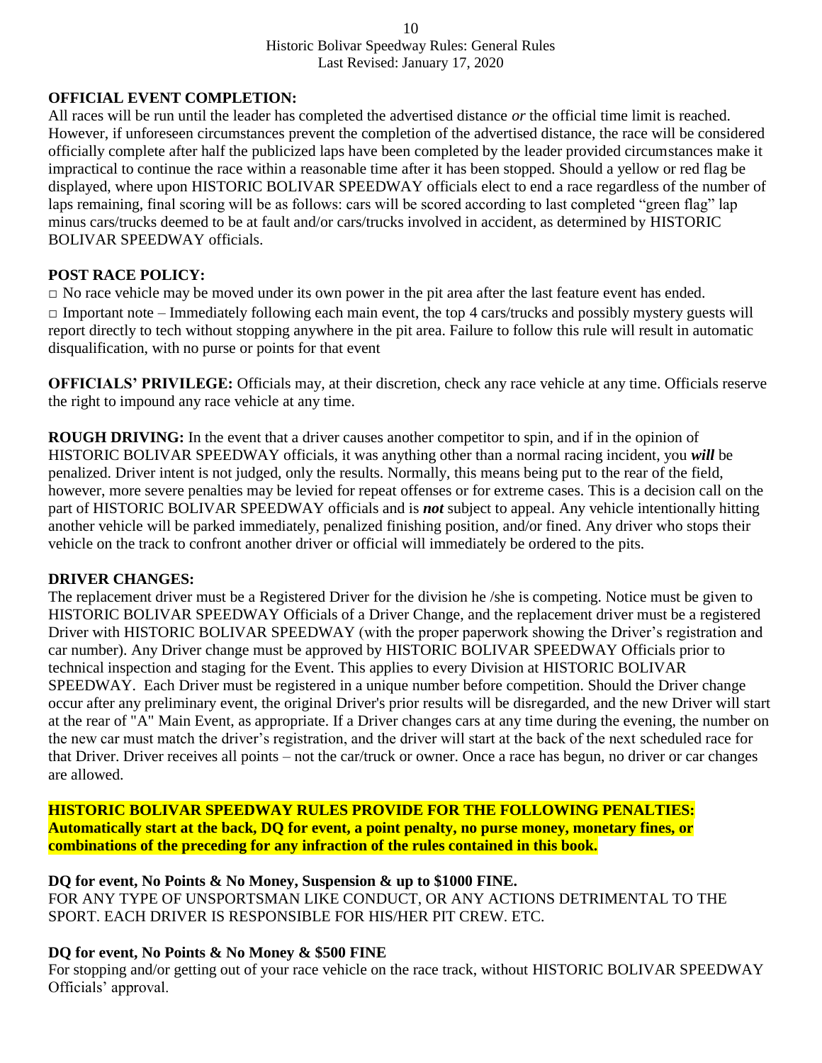## OFFICIAL EVENT COMPLETION:

All races will be run until the leader has completed the advertised distance *or* the official time limit is reached. However, if unforeseen circumstances prevent the completion of the advertised distance, the race will be considered officially complete after half the publicized laps have been completed by the leader provided circumstances make it impractical to continue the race within a reasonable time after it has been stopped. Should a yellow or red flag be displayed, where upon HISTORIC BOLIVAR SPEEDWAY officials elect to end a race regardless of the number of laps remaining, final scoring will be as follows: cars will be scored according to last completed "green flag" lap minus cars/trucks deemed to be at fault and/or cars/trucks involved in accident, as determined by HISTORIC BOLIVAR SPEEDWAY officials.

## POST RACE POLICY:

- No race vehicle may be moved under its own power in the pit area after the last feature event has ended.
- Important note – Immediately following each main event, the top 4 cars/trucks and possibly mystery guests will report directly to tech without stopping anywhere in the pit area. Failure to follow this rule will result in automatic disqualification, with no purse or points for that event

**OFFICIALS' PRIVILEGE:** Officials may, at their discretion, check any race vehicle at any time. Officials reserve the right to impound any race vehicle at any time.

**ROUGH DRIVING:** In the event that a driver causes another competitor to spin, and if in the opinion of HISTORIC BOLIVAR SPEEDWAY officials, it was anything other than a normal racing incident, you ***will*** be penalized. Driver intent is not judged, only the results. Normally, this means being put to the rear of the field, however, more severe penalties may be levied for repeat offenses or for extreme cases. This is a decision call on the part of HISTORIC BOLIVAR SPEEDWAY officials and is ***not*** subject to appeal. Any vehicle intentionally hitting another vehicle will be parked immediately, penalized finishing position, and/or fined. Any driver who stops their vehicle on the track to confront another driver or official will immediately be ordered to the pits.

## DRIVER CHANGES:

The replacement driver must be a Registered Driver for the division he /she is competing. Notice must be given to HISTORIC BOLIVAR SPEEDWAY Officials of a Driver Change, and the replacement driver must be a registered Driver with HISTORIC BOLIVAR SPEEDWAY (with the proper paperwork showing the Driver's registration and car number). Any Driver change must be approved by HISTORIC BOLIVAR SPEEDWAY Officials prior to technical inspection and staging for the Event. This applies to every Division at HISTORIC BOLIVAR SPEEDWAY. Each Driver must be registered in a unique number before competition. Should the Driver change occur after any preliminary event, the original Driver's prior results will be disregarded, and the new Driver will start at the rear of "A" Main Event, as appropriate. If a Driver changes cars at any time during the evening, the number on the new car must match the driver's registration, and the driver will start at the back of the next scheduled race for that Driver. Driver receives all points – not the car/truck or owner. Once a race has begun, no driver or car changes are allowed.

**HISTORIC BOLIVAR SPEEDWAY RULES PROVIDE FOR THE FOLLOWING PENALTIES: Automatically start at the back, DQ for event, a point penalty, no purse money, monetary fines, or combinations of the preceding for any infraction of the rules contained in this book.**

**DQ for event, No Points & No Money, Suspension & up to $1000 FINE.**
FOR ANY TYPE OF UNSPORTSMAN LIKE CONDUCT, OR ANY ACTIONS DETRIMENTAL TO THE SPORT. EACH DRIVER IS RESPONSIBLE FOR HIS/HER PIT CREW. ETC.

**DQ for event, No Points & No Money & $500 FINE**
For stopping and/or getting out of your race vehicle on the race track, without HISTORIC BOLIVAR SPEEDWAY Officials' approval.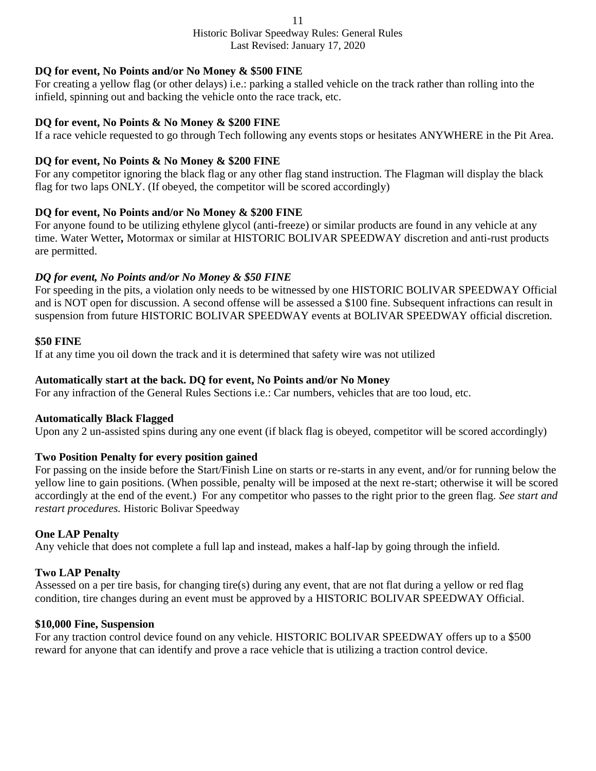**DQ for event, No Points and/or No Money & $500 FINE**
For creating a yellow flag (or other delays) i.e.: parking a stalled vehicle on the track rather than rolling into the infield, spinning out and backing the vehicle onto the race track, etc.

**DQ for event, No Points & No Money & $200 FINE**
If a race vehicle requested to go through Tech following any events stops or hesitates ANYWHERE in the Pit Area.

**DQ for event, No Points & No Money & $200 FINE**
For any competitor ignoring the black flag or any other flag stand instruction. The Flagman will display the black flag for two laps ONLY. (If obeyed, the competitor will be scored accordingly)

**DQ for event, No Points and/or No Money & $200 FINE**
For anyone found to be utilizing ethylene glycol (anti-freeze) or similar products are found in any vehicle at any time. Water Wetter**,** Motormax or similar at HISTORIC BOLIVAR SPEEDWAY discretion and anti-rust products are permitted.

***DQ for event, No Points and/or No Money & $50 FINE***
For speeding in the pits, a violation only needs to be witnessed by one HISTORIC BOLIVAR SPEEDWAY Official and is NOT open for discussion. A second offense will be assessed a $100 fine. Subsequent infractions can result in suspension from future HISTORIC BOLIVAR SPEEDWAY events at BOLIVAR SPEEDWAY official discretion.

**$50 FINE**
If at any time you oil down the track and it is determined that safety wire was not utilized

**Automatically start at the back. DQ for event, No Points and/or No Money**
For any infraction of the General Rules Sections i.e.: Car numbers, vehicles that are too loud, etc.

**Automatically Black Flagged**
Upon any 2 un-assisted spins during any one event (if black flag is obeyed, competitor will be scored accordingly)

**Two Position Penalty for every position gained**
For passing on the inside before the Start/Finish Line on starts or re-starts in any event, and/or for running below the yellow line to gain positions. (When possible, penalty will be imposed at the next re-start; otherwise it will be scored accordingly at the end of the event.) For any competitor who passes to the right prior to the green flag. *See start and restart procedures.* Historic Bolivar Speedway

**One LAP Penalty**
Any vehicle that does not complete a full lap and instead, makes a half-lap by going through the infield.

**Two LAP Penalty**
Assessed on a per tire basis, for changing tire(s) during any event, that are not flat during a yellow or red flag condition, tire changes during an event must be approved by a HISTORIC BOLIVAR SPEEDWAY Official.

**$10,000 Fine, Suspension**
For any traction control device found on any vehicle. HISTORIC BOLIVAR SPEEDWAY offers up to a $500 reward for anyone that can identify and prove a race vehicle that is utilizing a traction control device.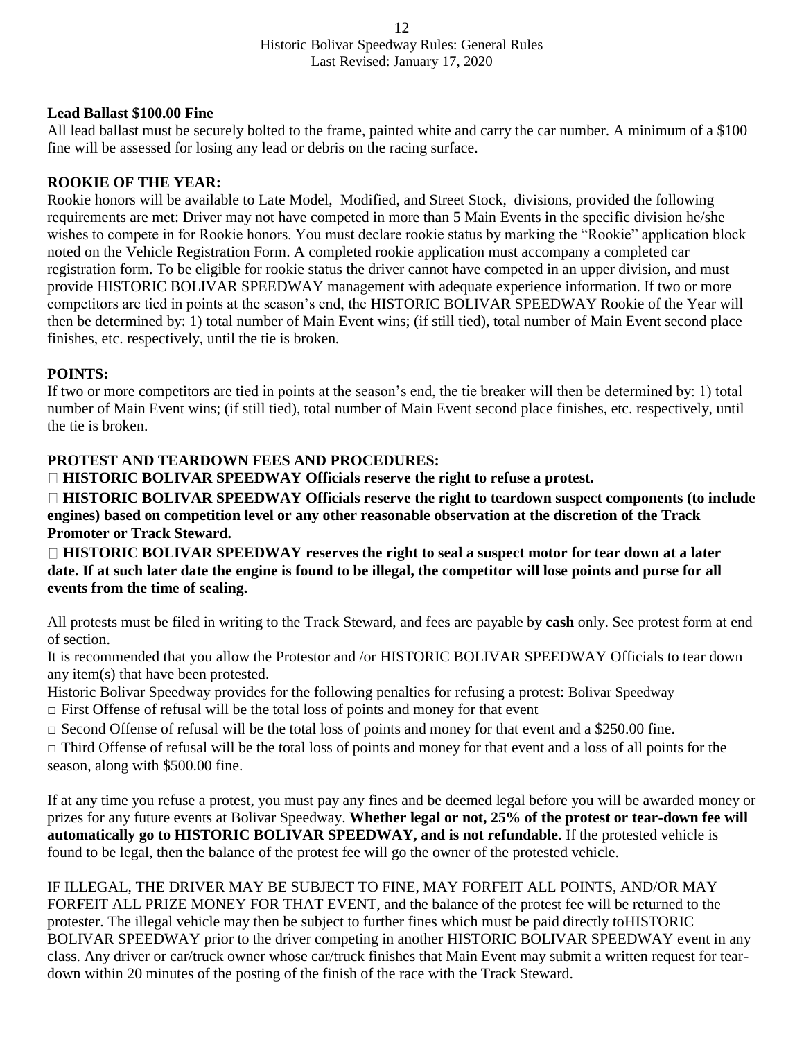**Lead Ballast $100.00 Fine**

All lead ballast must be securely bolted to the frame, painted white and carry the car number. A minimum of a $100 fine will be assessed for losing any lead or debris on the racing surface.

**ROOKIE OF THE YEAR:**

Rookie honors will be available to Late Model, Modified, and Street Stock, divisions, provided the following requirements are met: Driver may not have competed in more than 5 Main Events in the specific division he/she wishes to compete in for Rookie honors. You must declare rookie status by marking the "Rookie" application block noted on the Vehicle Registration Form. A completed rookie application must accompany a completed car registration form. To be eligible for rookie status the driver cannot have competed in an upper division, and must provide HISTORIC BOLIVAR SPEEDWAY management with adequate experience information. If two or more competitors are tied in points at the season's end, the HISTORIC BOLIVAR SPEEDWAY Rookie of the Year will then be determined by: 1) total number of Main Event wins; (if still tied), total number of Main Event second place finishes, etc. respectively, until the tie is broken.

**POINTS:**

If two or more competitors are tied in points at the season's end, the tie breaker will then be determined by: 1) total number of Main Event wins; (if still tied), total number of Main Event second place finishes, etc. respectively, until the tie is broken.

**PROTEST AND TEARDOWN FEES AND PROCEDURES:**

- **HISTORIC BOLIVAR SPEEDWAY Officials reserve the right to refuse a protest.**
- **HISTORIC BOLIVAR SPEEDWAY Officials reserve the right to teardown suspect components (to include engines) based on competition level or any other reasonable observation at the discretion of the Track Promoter or Track Steward.**
- **HISTORIC BOLIVAR SPEEDWAY reserves the right to seal a suspect motor for tear down at a later date. If at such later date the engine is found to be illegal, the competitor will lose points and purse for all events from the time of sealing.**

All protests must be filed in writing to the Track Steward, and fees are payable by **cash** only. See protest form at end of section.

It is recommended that you allow the Protestor and /or HISTORIC BOLIVAR SPEEDWAY Officials to tear down any item(s) that have been protested.

Historic Bolivar Speedway provides for the following penalties for refusing a protest: Bolivar Speedway

- First Offense of refusal will be the total loss of points and money for that event
- Second Offense of refusal will be the total loss of points and money for that event and a $250.00 fine.
- Third Offense of refusal will be the total loss of points and money for that event and a loss of all points for the season, along with $500.00 fine.

If at any time you refuse a protest, you must pay any fines and be deemed legal before you will be awarded money or prizes for any future events at Bolivar Speedway. **Whether legal or not, 25% of the protest or tear-down fee will automatically go to HISTORIC BOLIVAR SPEEDWAY, and is not refundable.** If the protested vehicle is found to be legal, then the balance of the protest fee will go the owner of the protested vehicle.

IF ILLEGAL, THE DRIVER MAY BE SUBJECT TO FINE, MAY FORFEIT ALL POINTS, AND/OR MAY FORFEIT ALL PRIZE MONEY FOR THAT EVENT, and the balance of the protest fee will be returned to the protester. The illegal vehicle may then be subject to further fines which must be paid directly toHISTORIC BOLIVAR SPEEDWAY prior to the driver competing in another HISTORIC BOLIVAR SPEEDWAY event in any class. Any driver or car/truck owner whose car/truck finishes that Main Event may submit a written request for tear-down within 20 minutes of the posting of the finish of the race with the Track Steward.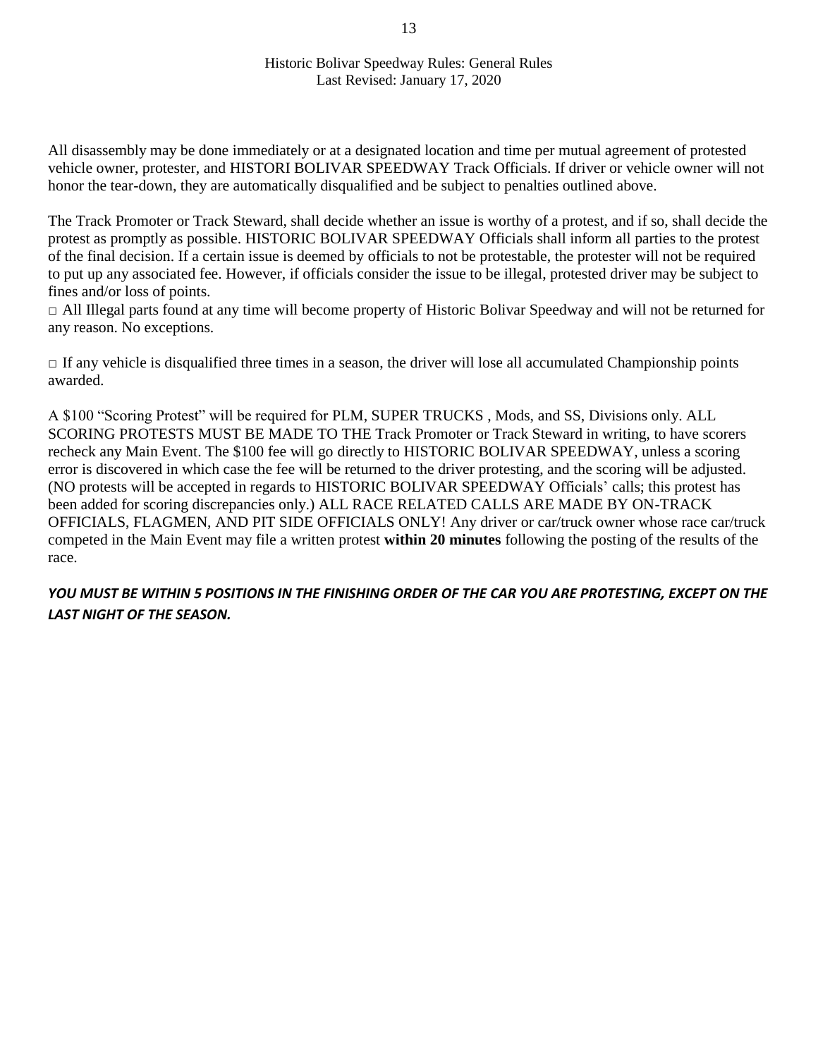All disassembly may be done immediately or at a designated location and time per mutual agreement of protested vehicle owner, protester, and HISTORI BOLIVAR SPEEDWAY Track Officials. If driver or vehicle owner will not honor the tear-down, they are automatically disqualified and be subject to penalties outlined above.

The Track Promoter or Track Steward, shall decide whether an issue is worthy of a protest, and if so, shall decide the protest as promptly as possible. HISTORIC BOLIVAR SPEEDWAY Officials shall inform all parties to the protest of the final decision. If a certain issue is deemed by officials to not be protestable, the protester will not be required to put up any associated fee. However, if officials consider the issue to be illegal, protested driver may be subject to fines and/or loss of points.

□ All Illegal parts found at any time will become property of Historic Bolivar Speedway and will not be returned for any reason. No exceptions.

□ If any vehicle is disqualified three times in a season, the driver will lose all accumulated Championship points awarded.

A $100 "Scoring Protest" will be required for PLM, SUPER TRUCKS , Mods, and SS, Divisions only. ALL SCORING PROTESTS MUST BE MADE TO THE Track Promoter or Track Steward in writing, to have scorers recheck any Main Event. The $100 fee will go directly to HISTORIC BOLIVAR SPEEDWAY, unless a scoring error is discovered in which case the fee will be returned to the driver protesting, and the scoring will be adjusted. (NO protests will be accepted in regards to HISTORIC BOLIVAR SPEEDWAY Officials' calls; this protest has been added for scoring discrepancies only.) ALL RACE RELATED CALLS ARE MADE BY ON-TRACK OFFICIALS, FLAGMEN, AND PIT SIDE OFFICIALS ONLY! Any driver or car/truck owner whose race car/truck competed in the Main Event may file a written protest **within 20 minutes** following the posting of the results of the race.

***YOU MUST BE WITHIN 5 POSITIONS IN THE FINISHING ORDER OF THE CAR YOU ARE PROTESTING, EXCEPT ON THE LAST NIGHT OF THE SEASON.***